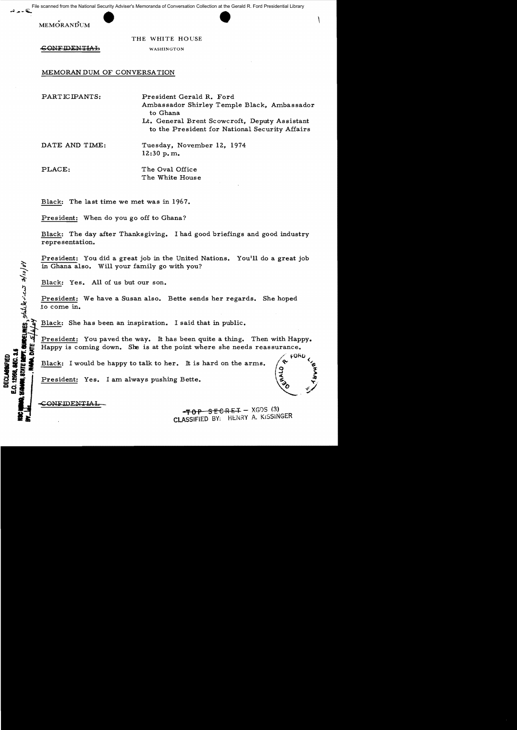File scanned from the National Security Adviser's Memoranda of Conversation Collection at the Gerald R. Ford Presidential Library

MEMORANDUM

THE WHITE HOUSE

~~CONFIDENTIAL~~ WASHINGTON

MEMORANDUM OF CONVERSATION

PARTICIPANTS: President Gerald R. Ford
Ambassador Shirley Temple Black, Ambassador to Ghana
Lt. General Brent Scowcroft, Deputy Assistant to the President for National Security Affairs

DATE AND TIME: Tuesday, November 12, 1974
12:30 p.m.

PLACE: The Oval Office
The White House

Black: The last time we met was in 1967.

President: When do you go off to Ghana?

Black: The day after Thanksgiving. I had good briefings and good industry representation.

President: You did a great job in the United Nations. You'll do a great job in Ghana also. Will your family go with you?

Black: Yes. All of us but our son.

President: We have a Susan also. Bette sends her regards. She hoped to come in.

Black: She has been an inspiration. I said that in public.

President: You paved the way. It has been quite a thing. Then with Happy. Happy is coming down. She is at the point where she needs reassurance.

Black: I would be happy to talk to her. It is hard on the arms.

President: Yes. I am always pushing Bette.

~~CONFIDENTIAL~~

~~TOP SECRET~~ – XGDS (3)
CLASSIFIED BY: HENRY A. KISSINGER

DECLASSIFIED
E.O. 12958, SEC. 3.5
NSC MEMO, 11/24/98, STATE DEPT. GUIDELINES, state review 3/10/04
BY ___, NARA, DATE 5/6/04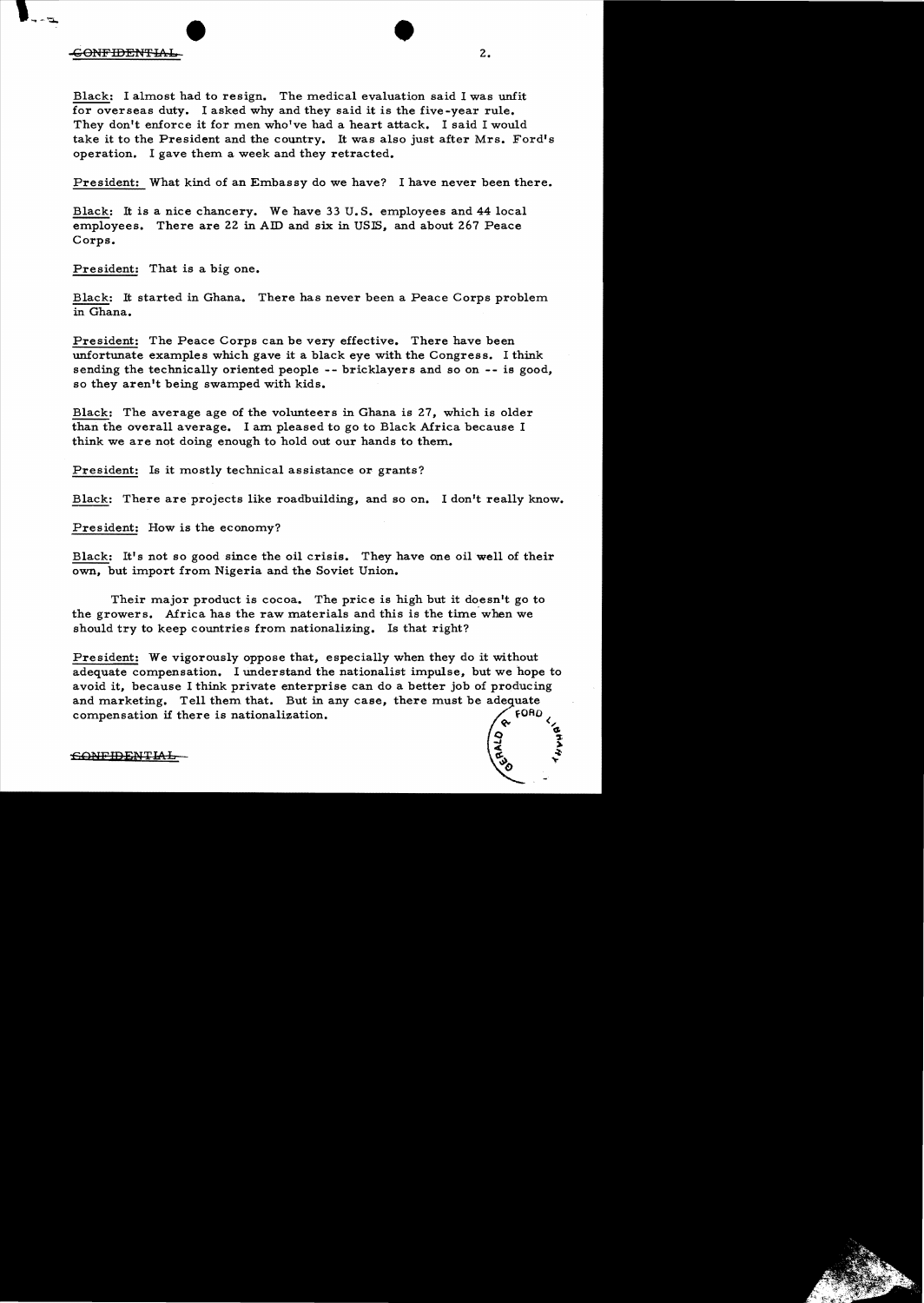CONFIDENTIAL

Black: I almost had to resign. The medical evaluation said I was unfit for overseas duty. I asked why and they said it is the five-year rule. They don't enforce it for men who've had a heart attack. I said I would take it to the President and the country. It was also just after Mrs. Ford's operation. I gave them a week and they retracted.

President: What kind of an Embassy do we have? I have never been there.

Black: It is a nice chancery. We have 33 U.S. employees and 44 local employees. There are 22 in AID and six in USIS, and about 267 Peace Corps.

President: That is a big one.

Black: It started in Ghana. There has never been a Peace Corps problem in Ghana.

President: The Peace Corps can be very effective. There have been unfortunate examples which gave it a black eye with the Congress. I think sending the technically oriented people -- bricklayers and so on -- is good, so they aren't being swamped with kids.

Black: The average age of the volunteers in Ghana is 27, which is older than the overall average. I am pleased to go to Black Africa because I think we are not doing enough to hold out our hands to them.

President: Is it mostly technical assistance or grants?

Black: There are projects like roadbuilding, and so on. I don't really know.

President: How is the economy?

Black: It's not so good since the oil crisis. They have one oil well of their own, but import from Nigeria and the Soviet Union.

Their major product is cocoa. The price is high but it doesn't go to the growers. Africa has the raw materials and this is the time when we should try to keep countries from nationalizing. Is that right?

President: We vigorously oppose that, especially when they do it without adequate compensation. I understand the nationalist impulse, but we hope to avoid it, because I think private enterprise can do a better job of producing and marketing. Tell them that. But in any case, there must be adequate compensation if there is nationalization.

CONFIDENTIAL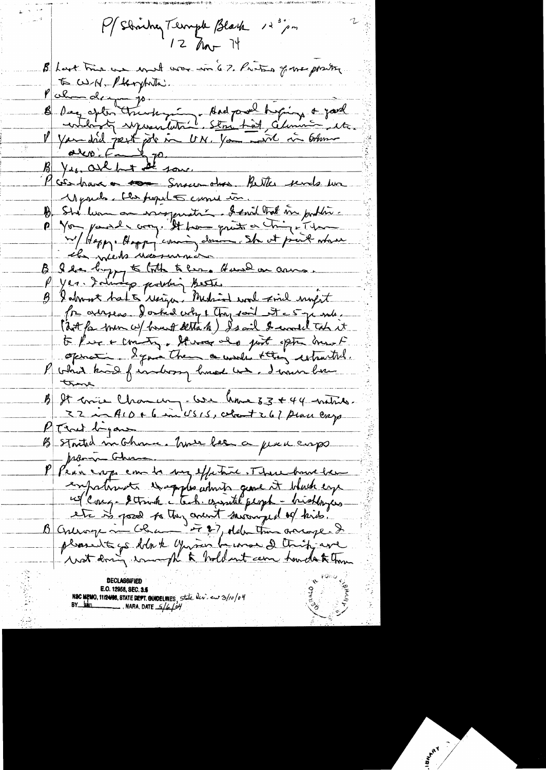P/ Shirley Temple Black 12:30 pm
12 Nov 74

B Last time we met was in 67. Pictures of me posting to W.H. Photographer.

P Wh— do you go.

B Day after Thanksgiving. Had good briefings & good introductory representation. State, AID, Commerce, etc.

P You did great job in UN. You will in Ghana also. Fine job.

B Yes. All but the sour.

P We have a — Snowmobiles. Bette sends her regards. The people came in.

B She was an inspiration. I said that in public.

P You passed away. It was quite a thing — Then w/ Happy. Happy coming down. She at point where she needs reassurance.

B I was happy to talk to her. Hand in arms.

P Yes. Friendship — Bette.

B I almost had to resign. Medical would find unfit for overseas. I asked why & they said it's 5 yr rule. (But for men w/ heart attack) I said I would take it to Press + country. It was also just after breast operation. I gave them a waiver & they retracted.

P What kind of embassy break will I have there.

B It will be challenging. We have 33 + 44 natives. 22 in AID + 6 in USIS, about 267 Peace Corps.

P That big an—

B Started in Ghana. Have been a peace corps program Ghana.

P Peace corps can be very effective. There have been unfortunate — people who gave it black eye w/ Cong. I think — tech. oriented people — bricklayers etc is good so they aren't swamped w/ kids.

B Average in Ghana is 27, older than average. I pleased to go. Not to Uganda because I think are not doing enough to hold out carrot towards them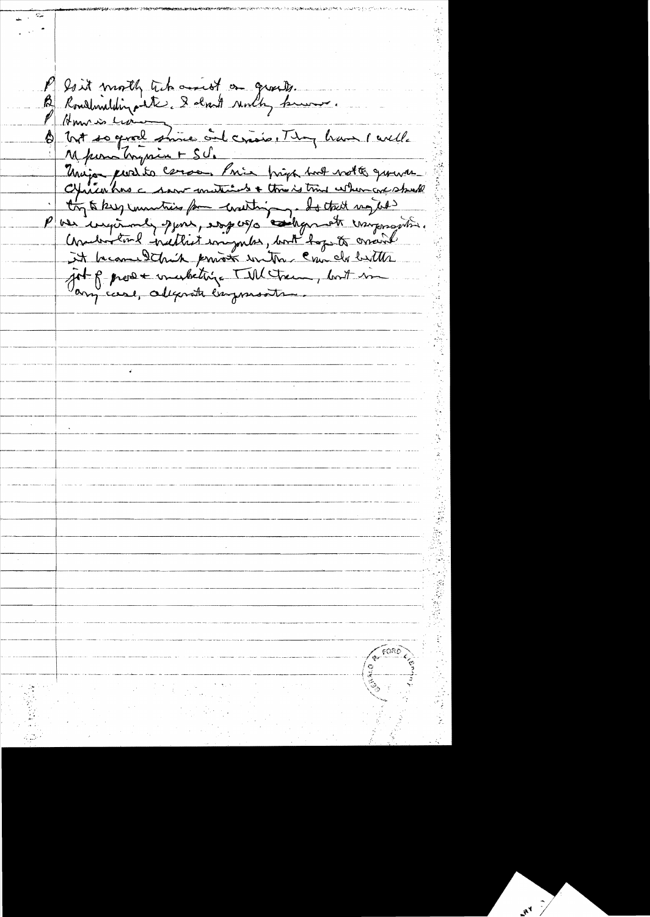P Is it mostly tech assist or grants.

B Roadbuilding etc. I don't really know.

P How is Liberia

B Not so good since oil crisis. They have [illegible] well. M from Nigeria + S.U.

Major [illegible] to [illegible]. Price high but not to [illegible]. Africa has a [illegible] materials + this is time when we should try to keep countries from [illegible]. So that may be

P We originally opposed, esp w/o [illegible] [illegible]. Understand [illegible] [illegible], but hope to avoid it because I think private [illegible] can do better job of prod + marketing. I'll [illegible], but in any case, adequate [illegible].